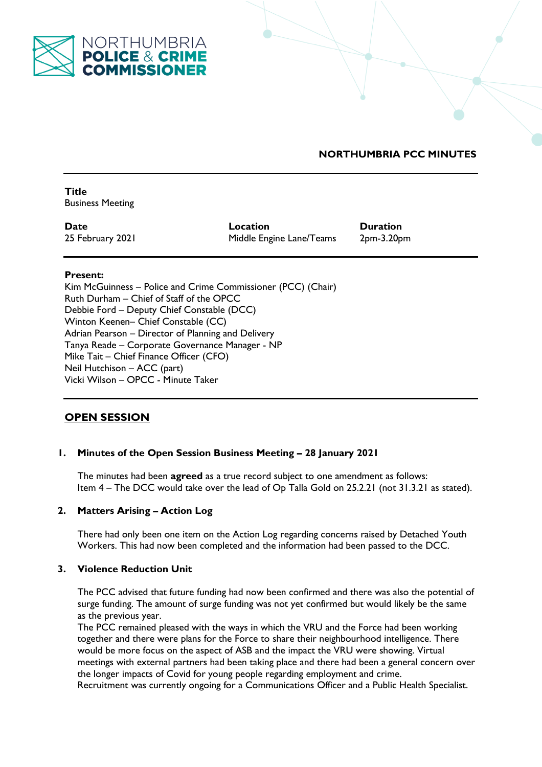**NORTHUMBRIA PCC MINUTES**

| **Title** | | |
|---|---|---|
| Business Meeting | | |
| **Date** | **Location** | **Duration** |
| 25 February 2021 | Middle Engine Lane/Teams | 2pm-3.20pm |

**Present:**
Kim McGuinness – Police and Crime Commissioner (PCC) (Chair)
Ruth Durham – Chief of Staff of the OPCC
Debbie Ford – Deputy Chief Constable (DCC)
Winton Keenen– Chief Constable (CC)
Adrian Pearson – Director of Planning and Delivery
Tanya Reade – Corporate Governance Manager - NP
Mike Tait – Chief Finance Officer (CFO)
Neil Hutchison – ACC (part)
Vicki Wilson – OPCC - Minute Taker

## OPEN SESSION

### 1. Minutes of the Open Session Business Meeting – 28 January 2021

The minutes had been **agreed** as a true record subject to one amendment as follows:
Item 4 – The DCC would take over the lead of Op Talla Gold on 25.2.21 (not 31.3.21 as stated).

### 2. Matters Arising – Action Log

There had only been one item on the Action Log regarding concerns raised by Detached Youth Workers. This had now been completed and the information had been passed to the DCC.

### 3. Violence Reduction Unit

The PCC advised that future funding had now been confirmed and there was also the potential of surge funding. The amount of surge funding was not yet confirmed but would likely be the same as the previous year.
The PCC remained pleased with the ways in which the VRU and the Force had been working together and there were plans for the Force to share their neighbourhood intelligence. There would be more focus on the aspect of ASB and the impact the VRU were showing. Virtual meetings with external partners had been taking place and there had been a general concern over the longer impacts of Covid for young people regarding employment and crime.
Recruitment was currently ongoing for a Communications Officer and a Public Health Specialist.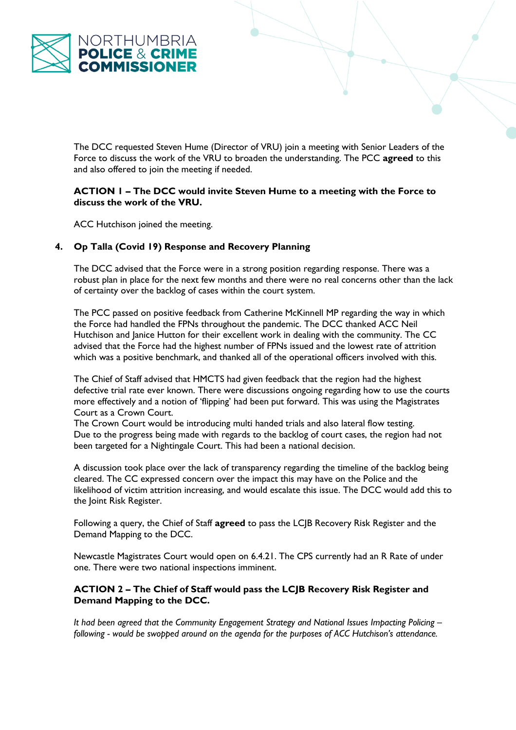The DCC requested Steven Hume (Director of VRU) join a meeting with Senior Leaders of the Force to discuss the work of the VRU to broaden the understanding. The PCC **agreed** to this and also offered to join the meeting if needed.

**ACTION 1 – The DCC would invite Steven Hume to a meeting with the Force to discuss the work of the VRU.**

ACC Hutchison joined the meeting.

## 4. Op Talla (Covid 19) Response and Recovery Planning

The DCC advised that the Force were in a strong position regarding response. There was a robust plan in place for the next few months and there were no real concerns other than the lack of certainty over the backlog of cases within the court system.

The PCC passed on positive feedback from Catherine McKinnell MP regarding the way in which the Force had handled the FPNs throughout the pandemic. The DCC thanked ACC Neil Hutchison and Janice Hutton for their excellent work in dealing with the community. The CC advised that the Force had the highest number of FPNs issued and the lowest rate of attrition which was a positive benchmark, and thanked all of the operational officers involved with this.

The Chief of Staff advised that HMCTS had given feedback that the region had the highest defective trial rate ever known. There were discussions ongoing regarding how to use the courts more effectively and a notion of 'flipping' had been put forward. This was using the Magistrates Court as a Crown Court.
The Crown Court would be introducing multi handed trials and also lateral flow testing.
Due to the progress being made with regards to the backlog of court cases, the region had not been targeted for a Nightingale Court. This had been a national decision.

A discussion took place over the lack of transparency regarding the timeline of the backlog being cleared. The CC expressed concern over the impact this may have on the Police and the likelihood of victim attrition increasing, and would escalate this issue. The DCC would add this to the Joint Risk Register.

Following a query, the Chief of Staff **agreed** to pass the LCJB Recovery Risk Register and the Demand Mapping to the DCC.

Newcastle Magistrates Court would open on 6.4.21. The CPS currently had an R Rate of under one. There were two national inspections imminent.

**ACTION 2 – The Chief of Staff would pass the LCJB Recovery Risk Register and Demand Mapping to the DCC.**

*It had been agreed that the Community Engagement Strategy and National Issues Impacting Policing – following - would be swopped around on the agenda for the purposes of ACC Hutchison's attendance.*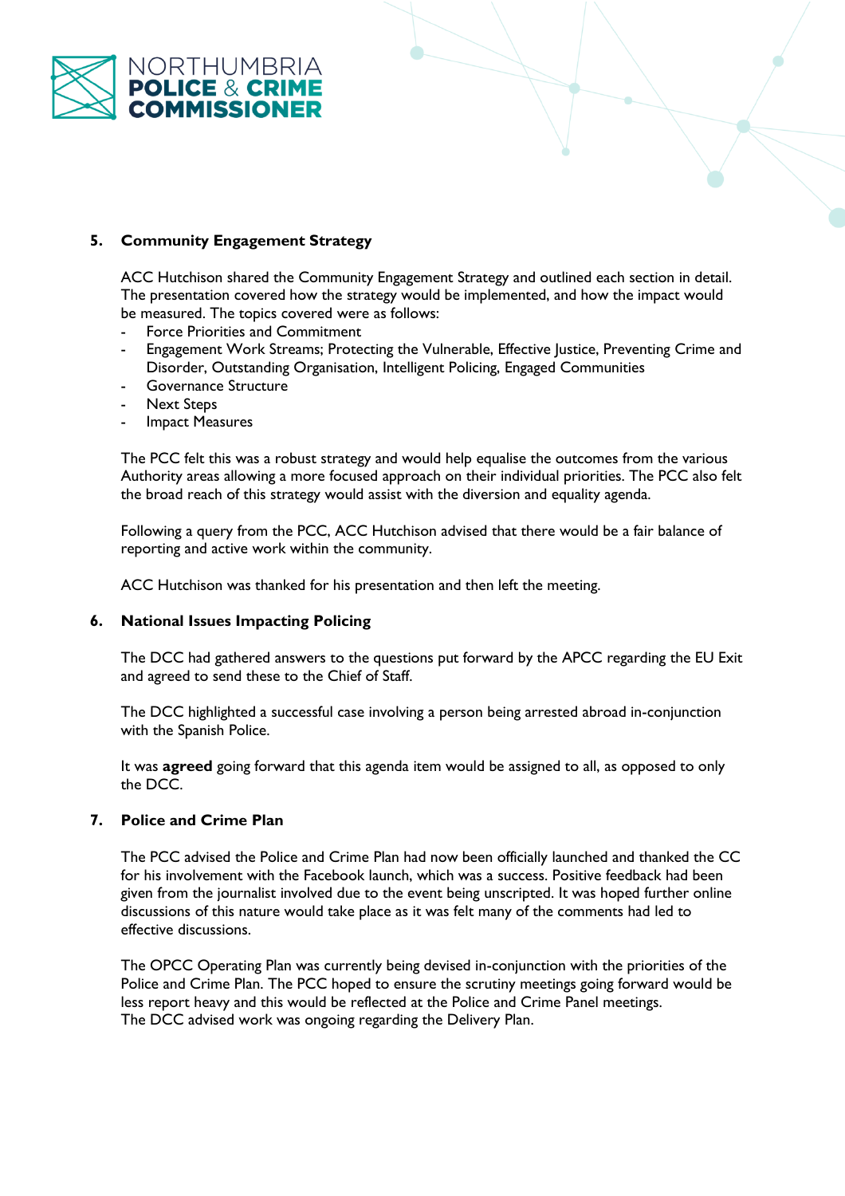## 5. Community Engagement Strategy

ACC Hutchison shared the Community Engagement Strategy and outlined each section in detail. The presentation covered how the strategy would be implemented, and how the impact would be measured. The topics covered were as follows:

- Force Priorities and Commitment
- Engagement Work Streams; Protecting the Vulnerable, Effective Justice, Preventing Crime and Disorder, Outstanding Organisation, Intelligent Policing, Engaged Communities
- Governance Structure
- Next Steps
- Impact Measures

The PCC felt this was a robust strategy and would help equalise the outcomes from the various Authority areas allowing a more focused approach on their individual priorities. The PCC also felt the broad reach of this strategy would assist with the diversion and equality agenda.

Following a query from the PCC, ACC Hutchison advised that there would be a fair balance of reporting and active work within the community.

ACC Hutchison was thanked for his presentation and then left the meeting.

## 6. National Issues Impacting Policing

The DCC had gathered answers to the questions put forward by the APCC regarding the EU Exit and agreed to send these to the Chief of Staff.

The DCC highlighted a successful case involving a person being arrested abroad in-conjunction with the Spanish Police.

It was **agreed** going forward that this agenda item would be assigned to all, as opposed to only the DCC.

## 7. Police and Crime Plan

The PCC advised the Police and Crime Plan had now been officially launched and thanked the CC for his involvement with the Facebook launch, which was a success. Positive feedback had been given from the journalist involved due to the event being unscripted. It was hoped further online discussions of this nature would take place as it was felt many of the comments had led to effective discussions.

The OPCC Operating Plan was currently being devised in-conjunction with the priorities of the Police and Crime Plan. The PCC hoped to ensure the scrutiny meetings going forward would be less report heavy and this would be reflected at the Police and Crime Panel meetings.
The DCC advised work was ongoing regarding the Delivery Plan.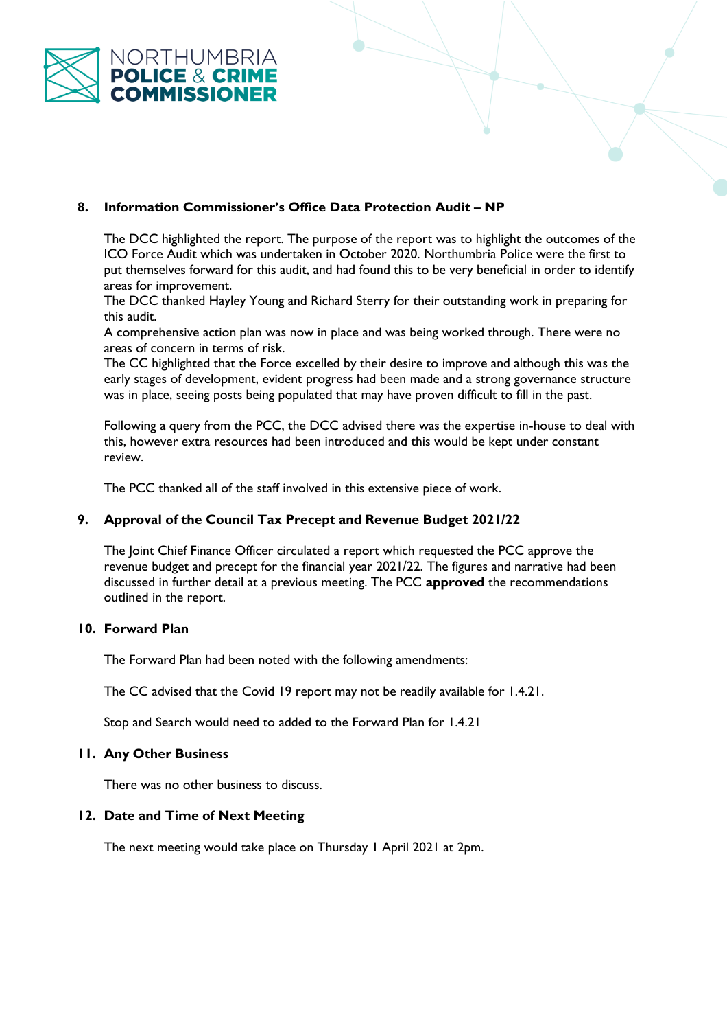**8. Information Commissioner's Office Data Protection Audit – NP**

The DCC highlighted the report. The purpose of the report was to highlight the outcomes of the ICO Force Audit which was undertaken in October 2020. Northumbria Police were the first to put themselves forward for this audit, and had found this to be very beneficial in order to identify areas for improvement.
The DCC thanked Hayley Young and Richard Sterry for their outstanding work in preparing for this audit.
A comprehensive action plan was now in place and was being worked through. There were no areas of concern in terms of risk.
The CC highlighted that the Force excelled by their desire to improve and although this was the early stages of development, evident progress had been made and a strong governance structure was in place, seeing posts being populated that may have proven difficult to fill in the past.

Following a query from the PCC, the DCC advised there was the expertise in-house to deal with this, however extra resources had been introduced and this would be kept under constant review.

The PCC thanked all of the staff involved in this extensive piece of work.

**9. Approval of the Council Tax Precept and Revenue Budget 2021/22**

The Joint Chief Finance Officer circulated a report which requested the PCC approve the revenue budget and precept for the financial year 2021/22. The figures and narrative had been discussed in further detail at a previous meeting. The PCC **approved** the recommendations outlined in the report.

**10. Forward Plan**

The Forward Plan had been noted with the following amendments:

The CC advised that the Covid 19 report may not be readily available for 1.4.21.

Stop and Search would need to added to the Forward Plan for 1.4.21

**11. Any Other Business**

There was no other business to discuss.

**12. Date and Time of Next Meeting**

The next meeting would take place on Thursday 1 April 2021 at 2pm.